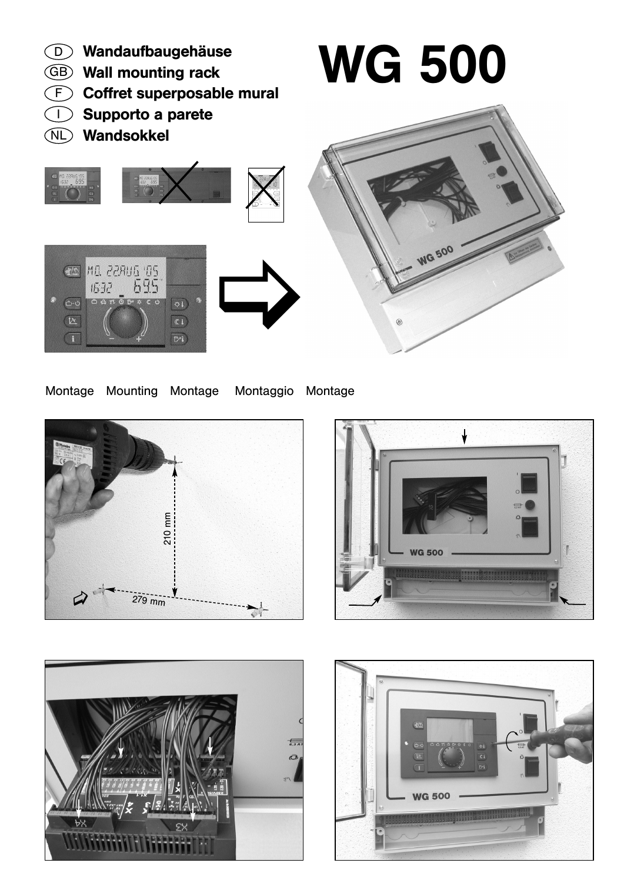# WG 500

(D) **Wandaufbaugehäuse**

(GB) **Wall mounting rack**

(F) **Coffret superposable mural**

(I) **Supporto a parete**

(NL) **Wandsokkel**

Montage    Mounting    Montage    Montaggio    Montage

210 mm

279 mm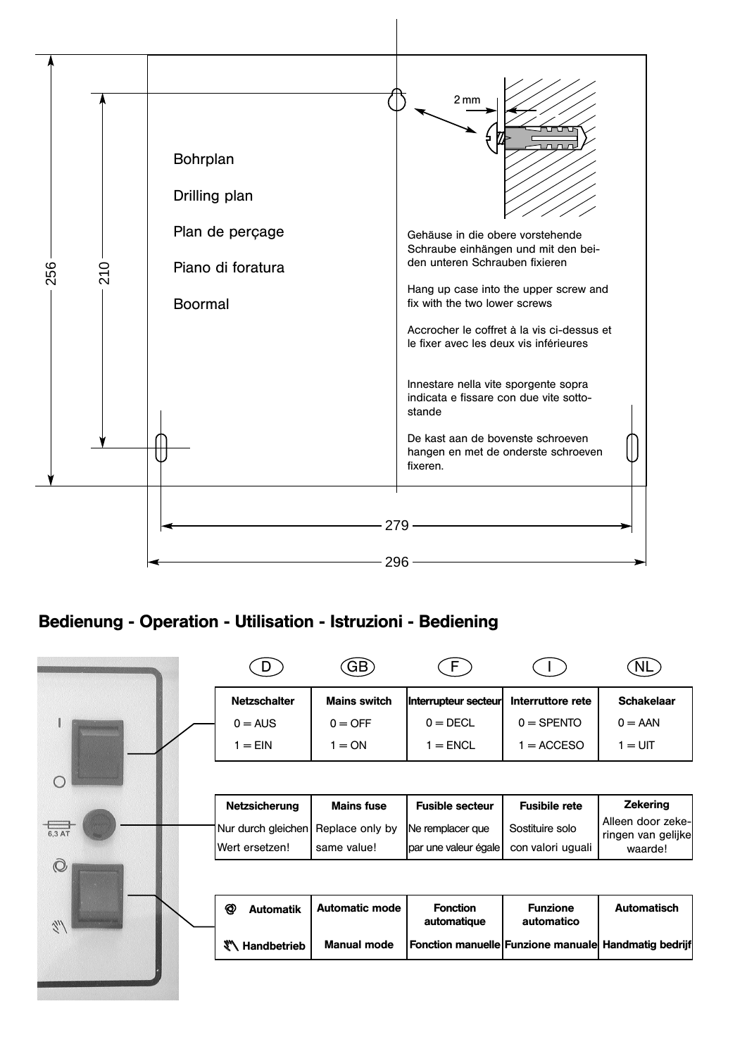256

210

Bohrplan

Drilling plan

Plan de perçage

Piano di foratura

Boormal

2 mm

Gehäuse in die obere vorstehende Schraube einhängen und mit den beiden unteren Schrauben fixieren

Hang up case into the upper screw and fix with the two lower screws

Accrocher le coffret à la vis ci-dessus et le fixer avec les deux vis inférieures

Innestare nella vite sporgente sopra indicata e fissare con due vite sottostande

De kast aan de bovenste schroeven hangen en met de onderste schroeven fixeren.

279

296

## Bedienung - Operation - Utilisation - Istruzioni - Bediening

| D | GB | F | I | NL |
|---|---|---|---|---|
| **Netzschalter** | **Mains switch** | **Interrupteur secteur** | **Interruttore rete** | **Schakelaar** |
| 0 = AUS | 0 = OFF | 0 = DECL | 0 = SPENTO | 0 = AAN |
| 1 = EIN | 1 = ON | 1 = ENCL | 1 = ACCESO | 1 = UIT |

| D | GB | F | I | NL |
|---|---|---|---|---|
| **Netzsicherung** | **Mains fuse** | **Fusible secteur** | **Fusibile rete** | **Zekering** |
| Nur durch gleichen Wert ersetzen! | Replace only by same value! | Ne remplacer que par une valeur égale | Sostituire solo con valori uguali | Alleen door zekeringen van gelijke waarde! |

| D | GB | F | I | NL |
|---|---|---|---|---|
| **Automatik** | **Automatic mode** | **Fonction automatique** | **Funzione automatico** | **Automatisch** |
| **Handbetrieb** | **Manual mode** | **Fonction manuelle** | **Funzione manuale** | **Handmatig bedrijf** |

6,3 AT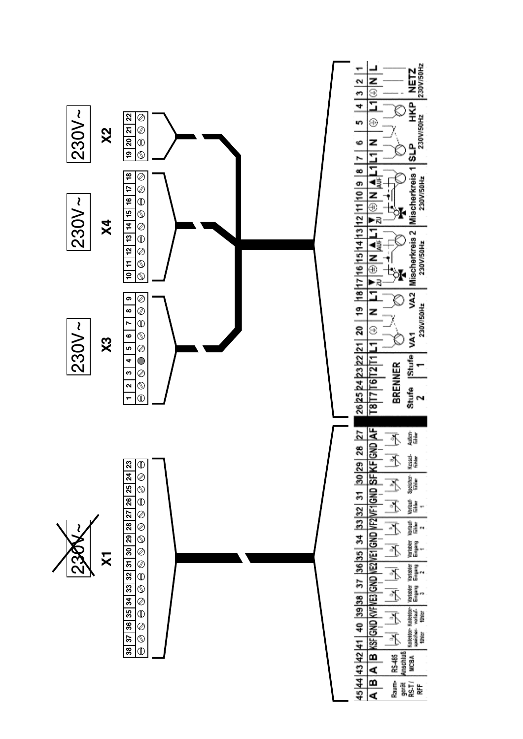## X1 (~~230V~~)

| 45 | 44 | 43 | 42 | 41 | 40 | 39 | 38 | 37 | 36 | 35 | 34 | 33 | 32 | 31 | 30 | 29 | 28 | 27 |
|---|---|---|---|---|---|---|---|---|---|---|---|---|---|---|---|---|---|---|
| A | B | A | B | KSF | GND | KVF | VE3 | GND | VE2 | VE1 | GND | VF2 | VF1 | GND | SF | KF | GND | AF |

- 45, 44: Raumgerät RS-T / RFF
- 43, 42: RS-485 Anschluß MCBA
- 41, 40: Kollektorspeicherfühler
- 39: Kollektorvorlauffühler
- 38, 37: Variabler Eingang 3
- 36: Variabler Eingang 2
- 35, 34: Variabler Eingang 1
- 33: Vorlauffühler 2
- 32, 31: Vorlauffühler 1
- 30: Speicherfühler
- 29: Kesselfühler
- 28, 27: Außenfühler

## X3, X4, X2 (230V~)

| 26 | 25 | 24 | 23 | 22 | 21 | 20 | 19 | 18 | 17 | 16 | 15 | 14 | 13 | 12 | 11 | 10 | 9 | 8 | 7 | 6 | 5 | 4 | 3 | 2 | 1 |
|---|---|---|---|---|---|---|---|---|---|---|---|---|---|---|---|---|---|---|---|---|---|---|---|---|---|
| T8 | T7 | T6 | T2 | T1 | L1 | ⏚ | N | L1 | ▼ ZU | ⏚ | N | ▲ AUF | L1 | ▼ ZU | ⏚ | N | ▲ AUF | L1 | L1 | N | ⏚ | L1 | ⏚ | N | L |

- 26–24: BRENNER Stufe 2
- 23–22: BRENNER Stufe 1
- 21–18: VA1, VA2 230V/50Hz
- 17–13: Mischerkreis 2 230V/50Hz
- 12–8: Mischerkreis 1 230V/50Hz
- 7–4: SLP, HKP 230V/50Hz
- 3–1: NETZ 230V/50Hz

X3: Klemmen 1–9; X4: Klemmen 10–18; X2: Klemmen 19–22; X1: Klemmen 23–38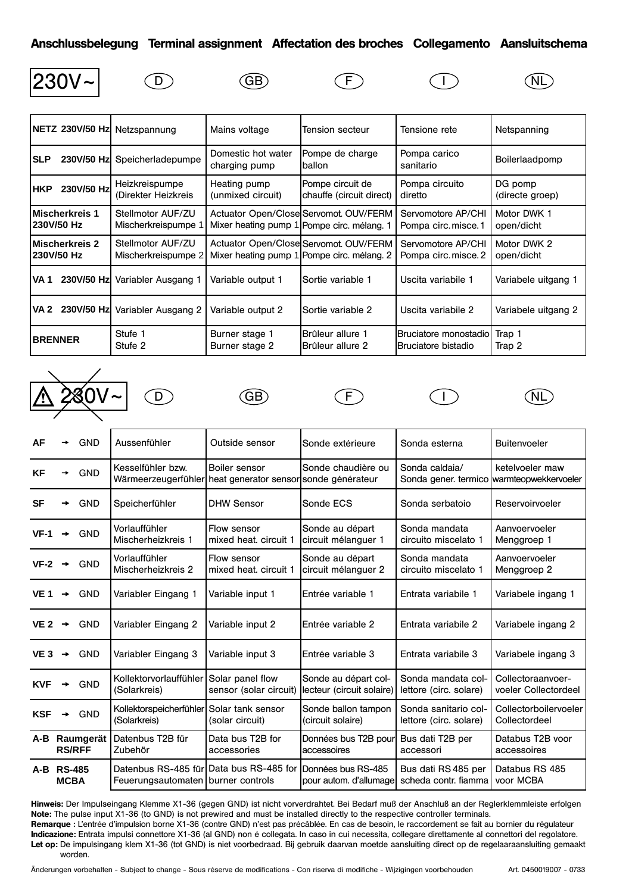## Anschlussbelegung Terminal assignment Affectation des broches Collegamento Aansluitschema

| 230V~ | D | GB | F | I | NL |
|---|---|---|---|---|---|
| **NETZ 230V/50 Hz** | Netzspannung | Mains voltage | Tension secteur | Tensione rete | Netspanning |
| **SLP 230V/50 Hz** | Speicherladepumpe | Domestic hot water charging pump | Pompe de charge ballon | Pompa carico sanitario | Boilerlaadpomp |
| **HKP 230V/50 Hz** | Heizkreispumpe (Direkter Heizkreis | Heating pump (unmixed circuit) | Pompe circuit de chauffe (circuit direct) | Pompa circuito diretto | DG pomp (directe groep) |
| **Mischerkreis 1 230V/50 Hz** | Stellmotor AUF/ZU Mischerkreispumpe 1 | Actuator Open/Close Mixer heating pump 1 | Servomot. OUV/FERM Pompe circ. mélang. 1 | Servomotore AP/CHI Pompa circ. misce. 1 | Motor DWK 1 open/dicht |
| **Mischerkreis 2 230V/50 Hz** | Stellmotor AUF/ZU Mischerkreispumpe 2 | Actuator Open/Close Mixer heating pump 1 | Servomot. OUV/FERM Pompe circ. mélang. 2 | Servomotore AP/CHI Pompa circ. misce. 2 | Motor DWK 2 open/dicht |
| **VA 1 230V/50 Hz** | Variabler Ausgang 1 | Variable output 1 | Sortie variable 1 | Uscita variabile 1 | Variabele uitgang 1 |
| **VA 2 230V/50 Hz** | Variabler Ausgang 2 | Variable output 2 | Sortie variable 2 | Uscita variabile 2 | Variabele uitgang 2 |
| **BRENNER** | Stufe 1 Stufe 2 | Burner stage 1 Burner stage 2 | Brûleur allure 1 Brûleur allure 2 | Bruciatore monostadio Bruciatore bistadio | Trap 1 Trap 2 |

| ⚠ ~~230V~~~ | D | GB | F | I | NL |
|---|---|---|---|---|---|
| **AF → GND** | Aussenfühler | Outside sensor | Sonde extérieure | Sonda esterna | Buitenvoeler |
| **KF → GND** | Kesselfühler bzw. Wärmeerzeugerfühler | Boiler sensor heat generator sensor | Sonde chaudière ou sonde générateur | Sonda caldaia/ Sonda gener. termico | ketelvoeler maw warmteopwekkervoeler |
| **SF → GND** | Speicherfühler | DHW Sensor | Sonde ECS | Sonda serbatoio | Reservoirvoeler |
| **VF-1 → GND** | Vorlauffühler Mischerheizkreis 1 | Flow sensor mixed heat. circuit 1 | Sonde au départ circuit mélanguer 1 | Sonda mandata circuito miscelato 1 | Aanvoervoeler Menggroep 1 |
| **VF-2 → GND** | Vorlauffühler Mischerheizkreis 2 | Flow sensor mixed heat. circuit 1 | Sonde au départ circuit mélanguer 2 | Sonda mandata circuito miscelato 1 | Aanvoervoeler Menggroep 2 |
| **VE 1 → GND** | Variabler Eingang 1 | Variable input 1 | Entrée variable 1 | Entrata variabile 1 | Variabele ingang 1 |
| **VE 2 → GND** | Variabler Eingang 2 | Variable input 2 | Entrée variable 2 | Entrata variabile 2 | Variabele ingang 2 |
| **VE 3 → GND** | Variabler Eingang 3 | Variable input 3 | Entrée variable 3 | Entrata variabile 3 | Variabele ingang 3 |
| **KVF → GND** | Kollektorvorlauffühler (Solarkreis) | Solar panel flow sensor (solar circuit) | Sonde au départ collecteur (circuit solaire) | Sonda mandata collettore (circ. solare) | Collectoraanvoervoeler Collectordeel |
| **KSF → GND** | Kollektorspeicherfühler (Solarkreis) | Solar tank sensor (solar circuit) | Sonde ballon tampon (circuit solaire) | Sonda sanitario collettore (circ. solare) | Collectorboilervoeler Collectordeel |
| **A-B Raumgerät RS/RFF** | Datenbus T2B für Zubehör | Data bus T2B for accessories | Données bus T2B pour accessoires | Bus dati T2B per accessori | Databus T2B voor accessoires |
| **A-B RS-485 MCBA** | Datenbus RS-485 für Feuerungsautomaten | Data bus RS-485 for burner controls | Données bus RS-485 pour autom. d'allumage | Bus dati RS 485 per scheda contr. fiamma | Databus RS 485 voor MCBA |

**Hinweis:** Der Impulseingang Klemme X1-36 (gegen GND) ist nicht vorverdrahtet. Bei Bedarf muß der Anschluß an der Reglerklemmleiste erfolgen
**Note:** The pulse input X1-36 (to GND) is not prewired and must be installed directly to the respective controller terminals.
**Remarque :** L'entrée d'impulsion borne X1-36 (contre GND) n'est pas précâblée. En cas de besoin, le raccordement se fait au bornier du régulateur
**Indicazione:** Entrata impulsi connettore X1-36 (al GND) non é collegata. In caso in cui necessita, collegare direttamente al connettori del regolatore.
**Let op:** De impulsingang klem X1-36 (tot GND) is niet voorbedraad. Bij gebruik daarvan moetde aansluiting direct op de regelaaraansluiting gemaakt worden.

Änderungen vorbehalten - Subject to change - Sous réserve de modifications - Con riserva di modifiche - Wijzigingen voorbehouden    Art. 0450019007 - 0733